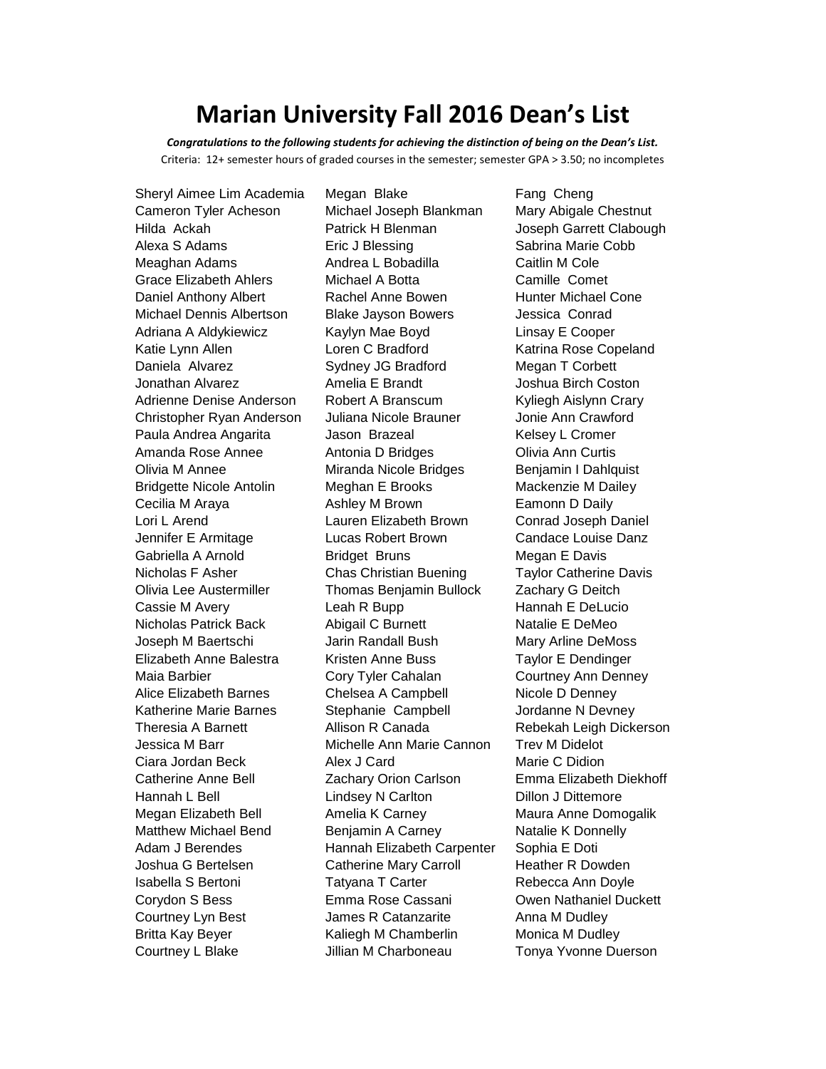# Marian University Fall 2016 Dean's List

***Congratulations to the following students for achieving the distinction of being on the Dean's List.***

Criteria: 12+ semester hours of graded courses in the semester; semester GPA > 3.50; no incompletes

Sheryl Aimee Lim Academia
Cameron Tyler Acheson
Hilda Ackah
Alexa S Adams
Meaghan Adams
Grace Elizabeth Ahlers
Daniel Anthony Albert
Michael Dennis Albertson
Adriana A Aldykiewicz
Katie Lynn Allen
Daniela Alvarez
Jonathan Alvarez
Adrienne Denise Anderson
Christopher Ryan Anderson
Paula Andrea Angarita
Amanda Rose Annee
Olivia M Annee
Bridgette Nicole Antolin
Cecilia M Araya
Lori L Arend
Jennifer E Armitage
Gabriella A Arnold
Nicholas F Asher
Olivia Lee Austermiller
Cassie M Avery
Nicholas Patrick Back
Joseph M Baertschi
Elizabeth Anne Balestra
Maia Barbier
Alice Elizabeth Barnes
Katherine Marie Barnes
Theresia A Barnett
Jessica M Barr
Ciara Jordan Beck
Catherine Anne Bell
Hannah L Bell
Megan Elizabeth Bell
Matthew Michael Bend
Adam J Berendes
Joshua G Bertelsen
Isabella S Bertoni
Corydon S Bess
Courtney Lyn Best
Britta Kay Beyer
Courtney L Blake
Megan Blake
Michael Joseph Blankman
Patrick H Blenman
Eric J Blessing
Andrea L Bobadilla
Michael A Botta
Rachel Anne Bowen
Blake Jayson Bowers
Kaylyn Mae Boyd
Loren C Bradford
Sydney JG Bradford
Amelia E Brandt
Robert A Branscum
Juliana Nicole Brauner
Jason Brazeal
Antonia D Bridges
Miranda Nicole Bridges
Meghan E Brooks
Ashley M Brown
Lauren Elizabeth Brown
Lucas Robert Brown
Bridget Bruns
Chas Christian Buening
Thomas Benjamin Bullock
Leah R Bupp
Abigail C Burnett
Jarin Randall Bush
Kristen Anne Buss
Cory Tyler Cahalan
Chelsea A Campbell
Stephanie Campbell
Allison R Canada
Michelle Ann Marie Cannon
Alex J Card
Zachary Orion Carlson
Lindsey N Carlton
Amelia K Carney
Benjamin A Carney
Hannah Elizabeth Carpenter
Catherine Mary Carroll
Tatyana T Carter
Emma Rose Cassani
James R Catanzarite
Kaliegh M Chamberlin
Jillian M Charboneau
Fang Cheng
Mary Abigale Chestnut
Joseph Garrett Clabough
Sabrina Marie Cobb
Caitlin M Cole
Camille Comet
Hunter Michael Cone
Jessica Conrad
Linsay E Cooper
Katrina Rose Copeland
Megan T Corbett
Joshua Birch Coston
Kyliegh Aislynn Crary
Jonie Ann Crawford
Kelsey L Cromer
Olivia Ann Curtis
Benjamin I Dahlquist
Mackenzie M Dailey
Eamonn D Daily
Conrad Joseph Daniel
Candace Louise Danz
Megan E Davis
Taylor Catherine Davis
Zachary G Deitch
Hannah E DeLucio
Natalie E DeMeo
Mary Arline DeMoss
Taylor E Dendinger
Courtney Ann Denney
Nicole D Denney
Jordanne N Devney
Rebekah Leigh Dickerson
Trev M Didelot
Marie C Didion
Emma Elizabeth Diekhoff
Dillon J Dittemore
Maura Anne Domogalik
Natalie K Donnelly
Sophia E Doti
Heather R Dowden
Rebecca Ann Doyle
Owen Nathaniel Duckett
Anna M Dudley
Monica M Dudley
Tonya Yvonne Duerson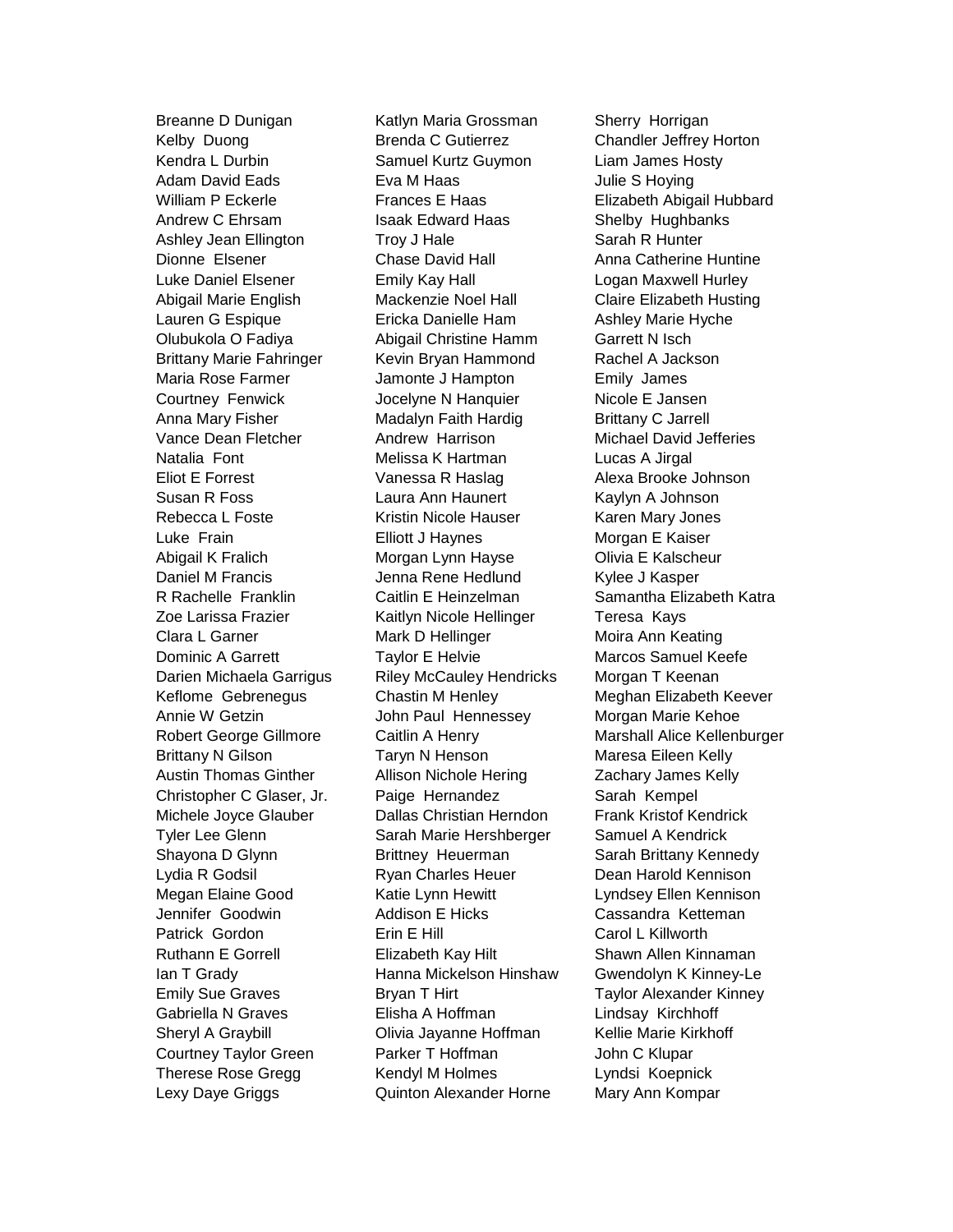Breanne D Dunigan
Kelby Duong
Kendra L Durbin
Adam David Eads
William P Eckerle
Andrew C Ehrsam
Ashley Jean Ellington
Dionne Elsener
Luke Daniel Elsener
Abigail Marie English
Lauren G Espique
Olubukola O Fadiya
Brittany Marie Fahringer
Maria Rose Farmer
Courtney Fenwick
Anna Mary Fisher
Vance Dean Fletcher
Natalia Font
Eliot E Forrest
Susan R Foss
Rebecca L Foste
Luke Frain
Abigail K Fralich
Daniel M Francis
R Rachelle Franklin
Zoe Larissa Frazier
Clara L Garner
Dominic A Garrett
Darien Michaela Garrigus
Keflome Gebrenegus
Annie W Getzin
Robert George Gillmore
Brittany N Gilson
Austin Thomas Ginther
Christopher C Glaser, Jr.
Michele Joyce Glauber
Tyler Lee Glenn
Shayona D Glynn
Lydia R Godsil
Megan Elaine Good
Jennifer Goodwin
Patrick Gordon
Ruthann E Gorrell
Ian T Grady
Emily Sue Graves
Gabriella N Graves
Sheryl A Graybill
Courtney Taylor Green
Therese Rose Gregg
Lexy Daye Griggs
Katlyn Maria Grossman
Brenda C Gutierrez
Samuel Kurtz Guymon
Eva M Haas
Frances E Haas
Isaak Edward Haas
Troy J Hale
Chase David Hall
Emily Kay Hall
Mackenzie Noel Hall
Ericka Danielle Ham
Abigail Christine Hamm
Kevin Bryan Hammond
Jamonte J Hampton
Jocelyne N Hanquier
Madalyn Faith Hardig
Andrew Harrison
Melissa K Hartman
Vanessa R Haslag
Laura Ann Haunert
Kristin Nicole Hauser
Elliott J Haynes
Morgan Lynn Hayse
Jenna Rene Hedlund
Caitlin E Heinzelman
Kaitlyn Nicole Hellinger
Mark D Hellinger
Taylor E Helvie
Riley McCauley Hendricks
Chastin M Henley
John Paul Hennessey
Caitlin A Henry
Taryn N Henson
Allison Nichole Hering
Paige Hernandez
Dallas Christian Herndon
Sarah Marie Hershberger
Brittney Heuerman
Ryan Charles Heuer
Katie Lynn Hewitt
Addison E Hicks
Erin E Hill
Elizabeth Kay Hilt
Hanna Mickelson Hinshaw
Bryan T Hirt
Elisha A Hoffman
Olivia Jayanne Hoffman
Parker T Hoffman
Kendyl M Holmes
Quinton Alexander Horne
Sherry Horrigan
Chandler Jeffrey Horton
Liam James Hosty
Julie S Hoying
Elizabeth Abigail Hubbard
Shelby Hughbanks
Sarah R Hunter
Anna Catherine Huntine
Logan Maxwell Hurley
Claire Elizabeth Husting
Ashley Marie Hyche
Garrett N Isch
Rachel A Jackson
Emily James
Nicole E Jansen
Brittany C Jarrell
Michael David Jefferies
Lucas A Jirgal
Alexa Brooke Johnson
Kaylyn A Johnson
Karen Mary Jones
Morgan E Kaiser
Olivia E Kalscheur
Kylee J Kasper
Samantha Elizabeth Katra
Teresa Kays
Moira Ann Keating
Marcos Samuel Keefe
Morgan T Keenan
Meghan Elizabeth Keever
Morgan Marie Kehoe
Marshall Alice Kellenburger
Maresa Eileen Kelly
Zachary James Kelly
Sarah Kempel
Frank Kristof Kendrick
Samuel A Kendrick
Sarah Brittany Kennedy
Dean Harold Kennison
Lyndsey Ellen Kennison
Cassandra Ketteman
Carol L Killworth
Shawn Allen Kinnaman
Gwendolyn K Kinney-Le
Taylor Alexander Kinney
Lindsay Kirchhoff
Kellie Marie Kirkhoff
John C Klupar
Lyndsi Koepnick
Mary Ann Kompar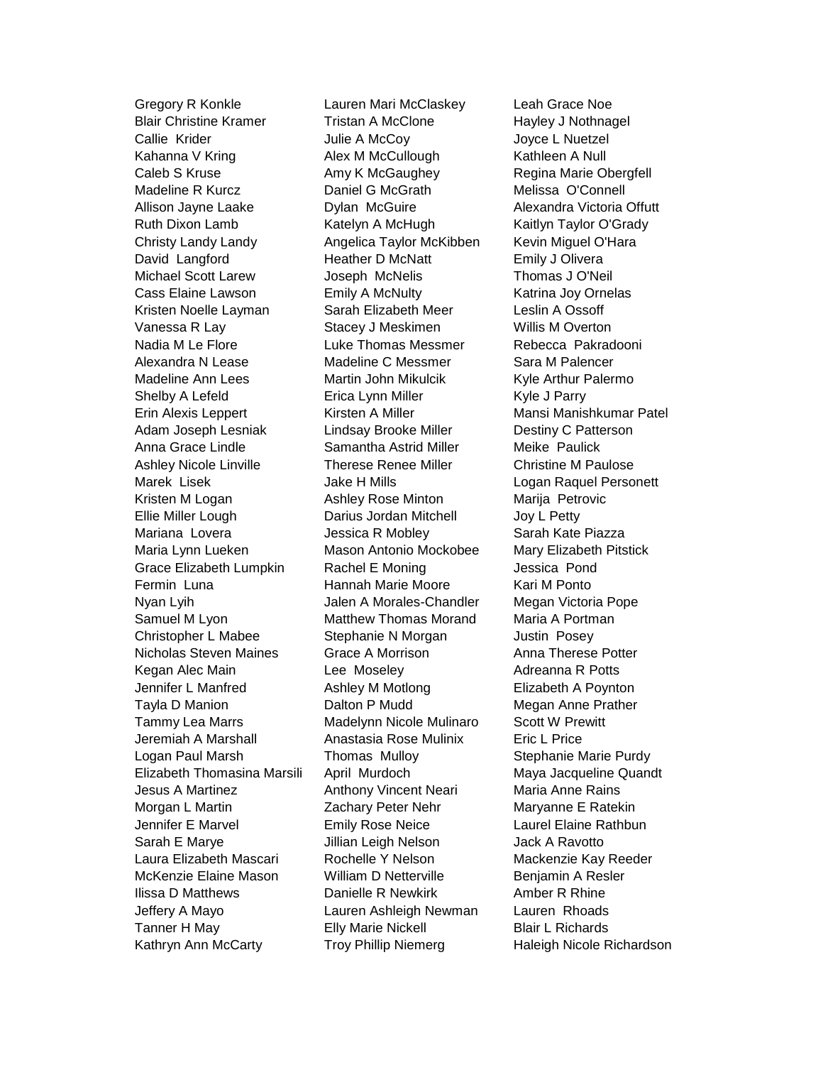Gregory R Konkle
Blair Christine Kramer
Callie  Krider
Kahanna V Kring
Caleb S Kruse
Madeline R Kurcz
Allison Jayne Laake
Ruth Dixon Lamb
Christy Landy Landy
David  Langford
Michael Scott Larew
Cass Elaine Lawson
Kristen Noelle Layman
Vanessa R Lay
Nadia M Le Flore
Alexandra N Lease
Madeline Ann Lees
Shelby A Lefeld
Erin Alexis Leppert
Adam Joseph Lesniak
Anna Grace Lindle
Ashley Nicole Linville
Marek  Lisek
Kristen M Logan
Ellie Miller Lough
Mariana  Lovera
Maria Lynn Lueken
Grace Elizabeth Lumpkin
Fermin  Luna
Nyan Lyih
Samuel M Lyon
Christopher L Mabee
Nicholas Steven Maines
Kegan Alec Main
Jennifer L Manfred
Tayla D Manion
Tammy Lea Marrs
Jeremiah A Marshall
Logan Paul Marsh
Elizabeth Thomasina Marsili
Jesus A Martinez
Morgan L Martin
Jennifer E Marvel
Sarah E Marye
Laura Elizabeth Mascari
McKenzie Elaine Mason
Ilissa D Matthews
Jeffery A Mayo
Tanner H May
Kathryn Ann McCarty
Lauren Mari McClaskey
Tristan A McClone
Julie A McCoy
Alex M McCullough
Amy K McGaughey
Daniel G McGrath
Dylan  McGuire
Katelyn A McHugh
Angelica Taylor McKibben
Heather D McNatt
Joseph  McNelis
Emily A McNulty
Sarah Elizabeth Meer
Stacey J Meskimen
Luke Thomas Messmer
Madeline C Messmer
Martin John Mikulcik
Erica Lynn Miller
Kirsten A Miller
Lindsay Brooke Miller
Samantha Astrid Miller
Therese Renee Miller
Jake H Mills
Ashley Rose Minton
Darius Jordan Mitchell
Jessica R Mobley
Mason Antonio Mockobee
Rachel E Moning
Hannah Marie Moore
Jalen A Morales-Chandler
Matthew Thomas Morand
Stephanie N Morgan
Grace A Morrison
Lee  Moseley
Ashley M Motlong
Dalton P Mudd
Madelynn Nicole Mulinaro
Anastasia Rose Mulinix
Thomas  Mulloy
April  Murdoch
Anthony Vincent Neari
Zachary Peter Nehr
Emily Rose Neice
Jillian Leigh Nelson
Rochelle Y Nelson
William D Netterville
Danielle R Newkirk
Lauren Ashleigh Newman
Elly Marie Nickell
Troy Phillip Niemerg
Leah Grace Noe
Hayley J Nothnagel
Joyce L Nuetzel
Kathleen A Null
Regina Marie Obergfell
Melissa  O'Connell
Alexandra Victoria Offutt
Kaitlyn Taylor O'Grady
Kevin Miguel O'Hara
Emily J Olivera
Thomas J O'Neil
Katrina Joy Ornelas
Leslin A Ossoff
Willis M Overton
Rebecca  Pakradooni
Sara M Palencer
Kyle Arthur Palermo
Kyle J Parry
Mansi Manishkumar Patel
Destiny C Patterson
Meike  Paulick
Christine M Paulose
Logan Raquel Personett
Marija  Petrovic
Joy L Petty
Sarah Kate Piazza
Mary Elizabeth Pitstick
Jessica  Pond
Kari M Ponto
Megan Victoria Pope
Maria A Portman
Justin  Posey
Anna Therese Potter
Adreanna R Potts
Elizabeth A Poynton
Megan Anne Prather
Scott W Prewitt
Eric L Price
Stephanie Marie Purdy
Maya Jacqueline Quandt
Maria Anne Rains
Maryanne E Ratekin
Laurel Elaine Rathbun
Jack A Ravotto
Mackenzie Kay Reeder
Benjamin A Resler
Amber R Rhine
Lauren  Rhoads
Blair L Richards
Haleigh Nicole Richardson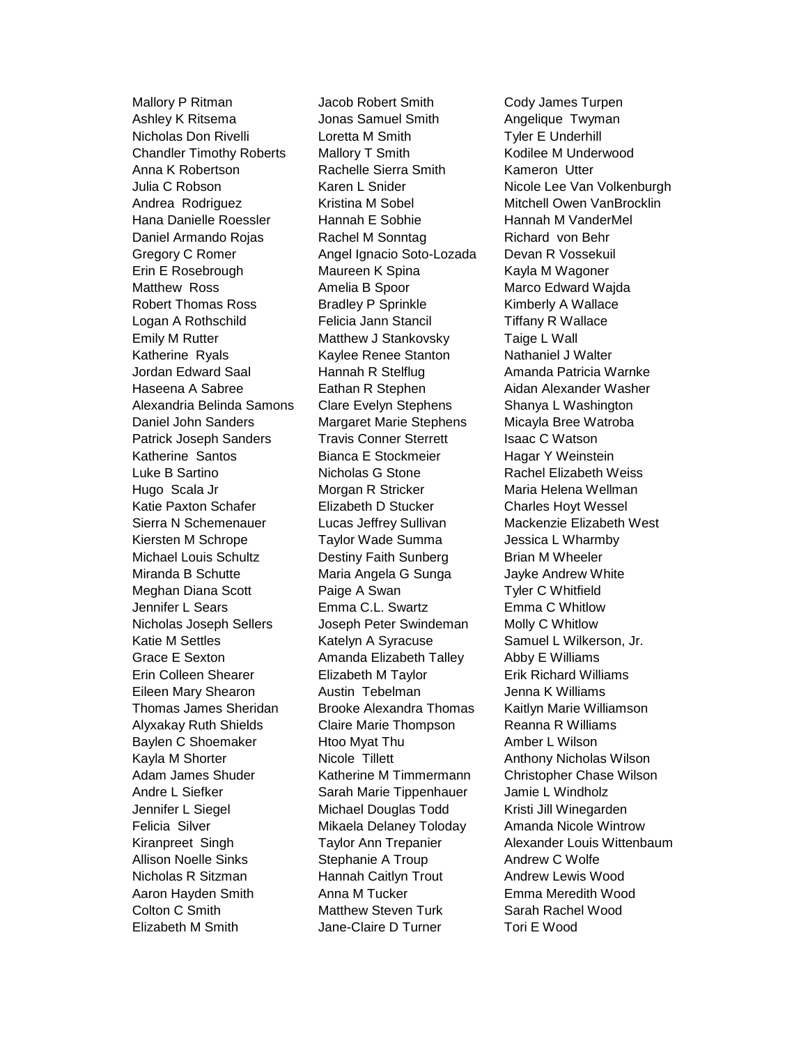Mallory P Ritman
Ashley K Ritsema
Nicholas Don Rivelli
Chandler Timothy Roberts
Anna K Robertson
Julia C Robson
Andrea Rodriguez
Hana Danielle Roessler
Daniel Armando Rojas
Gregory C Romer
Erin E Rosebrough
Matthew Ross
Robert Thomas Ross
Logan A Rothschild
Emily M Rutter
Katherine Ryals
Jordan Edward Saal
Haseena A Sabree
Alexandria Belinda Samons
Daniel John Sanders
Patrick Joseph Sanders
Katherine Santos
Luke B Sartino
Hugo Scala Jr
Katie Paxton Schafer
Sierra N Schemenauer
Kiersten M Schrope
Michael Louis Schultz
Miranda B Schutte
Meghan Diana Scott
Jennifer L Sears
Nicholas Joseph Sellers
Katie M Settles
Grace E Sexton
Erin Colleen Shearer
Eileen Mary Shearon
Thomas James Sheridan
Alyxakay Ruth Shields
Baylen C Shoemaker
Kayla M Shorter
Adam James Shuder
Andre L Siefker
Jennifer L Siegel
Felicia Silver
Kiranpreet Singh
Allison Noelle Sinks
Nicholas R Sitzman
Aaron Hayden Smith
Colton C Smith
Elizabeth M Smith
Jacob Robert Smith
Jonas Samuel Smith
Loretta M Smith
Mallory T Smith
Rachelle Sierra Smith
Karen L Snider
Kristina M Sobel
Hannah E Sobhie
Rachel M Sonntag
Angel Ignacio Soto-Lozada
Maureen K Spina
Amelia B Spoor
Bradley P Sprinkle
Felicia Jann Stancil
Matthew J Stankovsky
Kaylee Renee Stanton
Hannah R Stelflug
Eathan R Stephen
Clare Evelyn Stephens
Margaret Marie Stephens
Travis Conner Sterrett
Bianca E Stockmeier
Nicholas G Stone
Morgan R Stricker
Elizabeth D Stucker
Lucas Jeffrey Sullivan
Taylor Wade Summa
Destiny Faith Sunberg
Maria Angela G Sunga
Paige A Swan
Emma C.L. Swartz
Joseph Peter Swindeman
Katelyn A Syracuse
Amanda Elizabeth Talley
Elizabeth M Taylor
Austin Tebelman
Brooke Alexandra Thomas
Claire Marie Thompson
Htoo Myat Thu
Nicole Tillett
Katherine M Timmermann
Sarah Marie Tippenhauer
Michael Douglas Todd
Mikaela Delaney Toloday
Taylor Ann Trepanier
Stephanie A Troup
Hannah Caitlyn Trout
Anna M Tucker
Matthew Steven Turk
Jane-Claire D Turner
Cody James Turpen
Angelique Twyman
Tyler E Underhill
Kodilee M Underwood
Kameron Utter
Nicole Lee Van Volkenburgh
Mitchell Owen VanBrocklin
Hannah M VanderMel
Richard von Behr
Devan R Vossekuil
Kayla M Wagoner
Marco Edward Wajda
Kimberly A Wallace
Tiffany R Wallace
Taige L Wall
Nathaniel J Walter
Amanda Patricia Warnke
Aidan Alexander Washer
Shanya L Washington
Micayla Bree Watroba
Isaac C Watson
Hagar Y Weinstein
Rachel Elizabeth Weiss
Maria Helena Wellman
Charles Hoyt Wessel
Mackenzie Elizabeth West
Jessica L Wharmby
Brian M Wheeler
Jayke Andrew White
Tyler C Whitfield
Emma C Whitlow
Molly C Whitlow
Samuel L Wilkerson, Jr.
Abby E Williams
Erik Richard Williams
Jenna K Williams
Kaitlyn Marie Williamson
Reanna R Williams
Amber L Wilson
Anthony Nicholas Wilson
Christopher Chase Wilson
Jamie L Windholz
Kristi Jill Winegarden
Amanda Nicole Wintrow
Alexander Louis Wittenbaum
Andrew C Wolfe
Andrew Lewis Wood
Emma Meredith Wood
Sarah Rachel Wood
Tori E Wood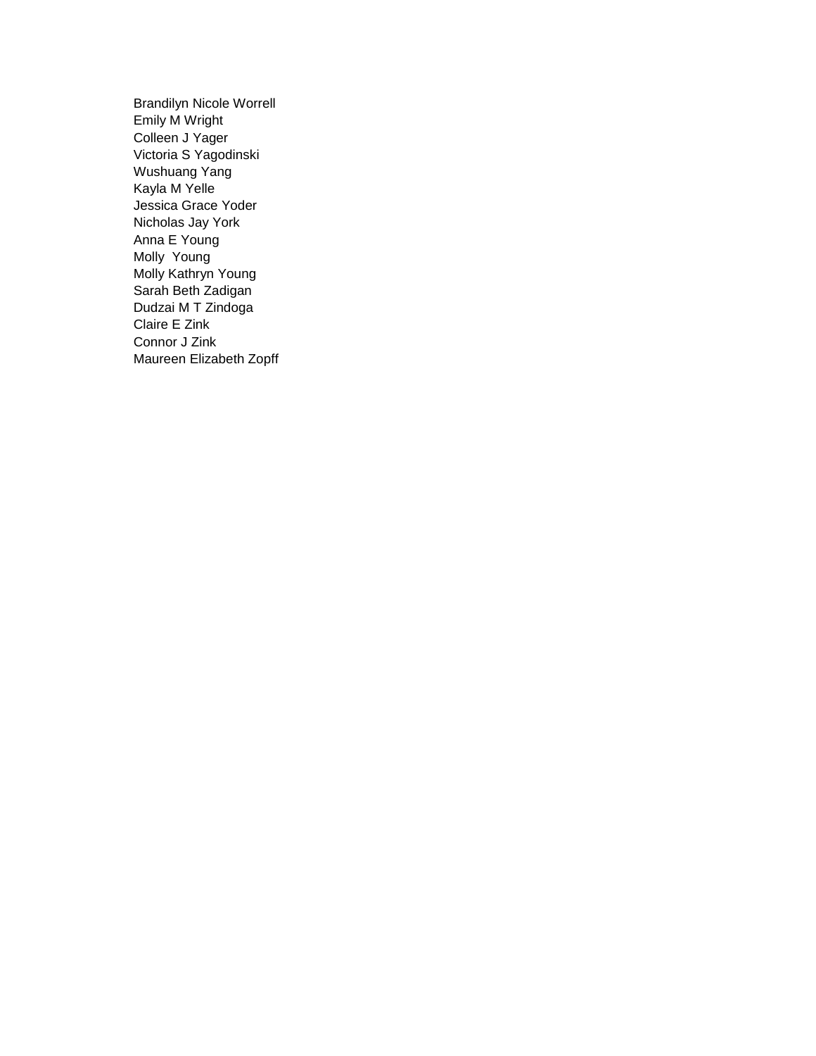Brandilyn Nicole Worrell
Emily M Wright
Colleen J Yager
Victoria S Yagodinski
Wushuang Yang
Kayla M Yelle
Jessica Grace Yoder
Nicholas Jay York
Anna E Young
Molly  Young
Molly Kathryn Young
Sarah Beth Zadigan
Dudzai M T Zindoga
Claire E Zink
Connor J Zink
Maureen Elizabeth Zopff